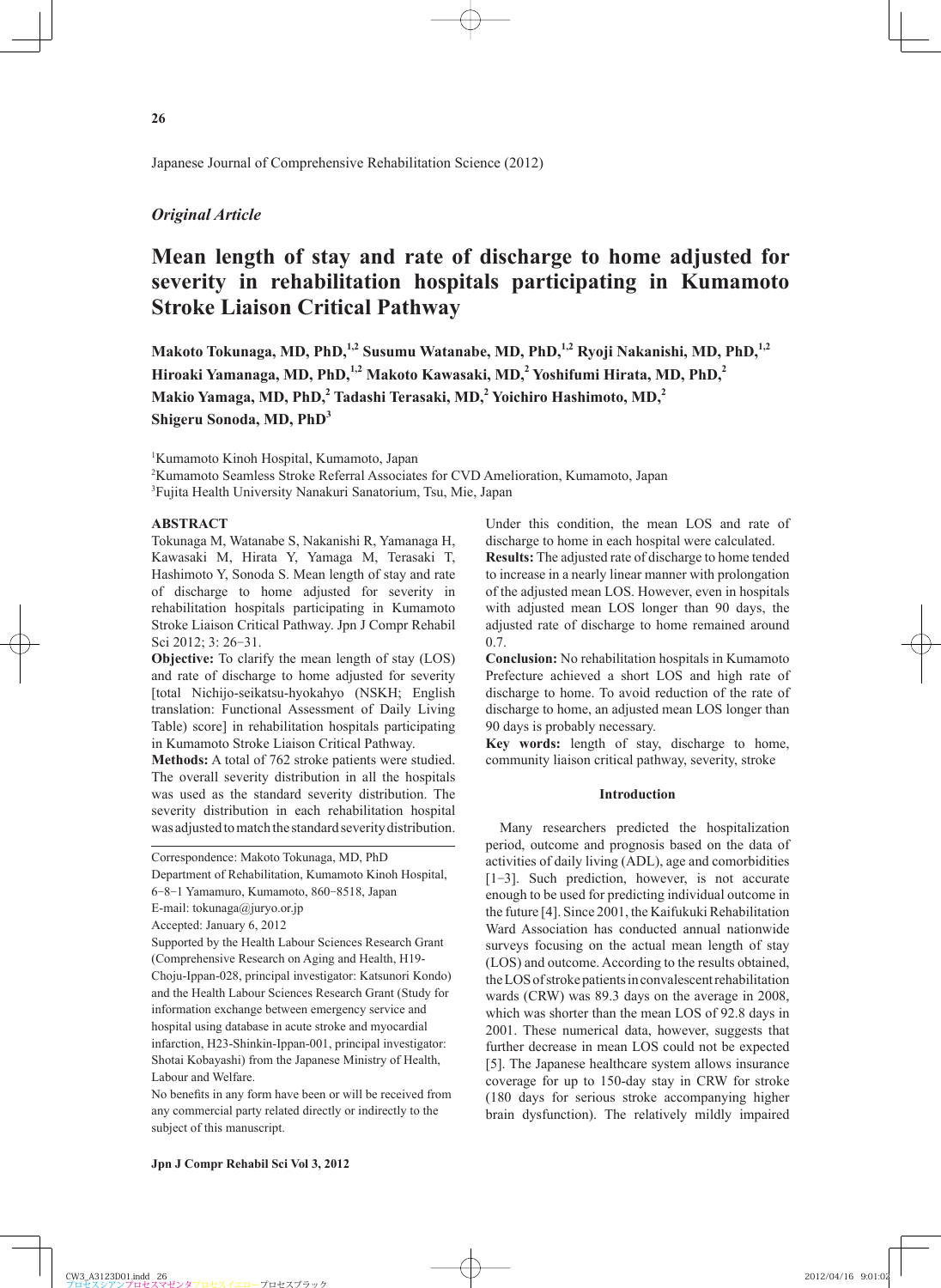Japanese Journal of Comprehensive Rehabilitation Science (2012)

*Original Article*

# Mean length of stay and rate of discharge to home adjusted for severity in rehabilitation hospitals participating in Kumamoto Stroke Liaison Critical Pathway

**Makoto Tokunaga, MD, PhD,[1,2] Susumu Watanabe, MD, PhD,[1,2] Ryoji Nakanishi, MD, PhD,[1,2] Hiroaki Yamanaga, MD, PhD,[1,2] Makoto Kawasaki, MD,[2] Yoshifumi Hirata, MD, PhD,[2] Makio Yamaga, MD, PhD,[2] Tadashi Terasaki, MD,[2] Yoichiro Hashimoto, MD,[2] Shigeru Sonoda, MD, PhD[3]**

[1]Kumamoto Kinoh Hospital, Kumamoto, Japan
[2]Kumamoto Seamless Stroke Referral Associates for CVD Amelioration, Kumamoto, Japan
[3]Fujita Health University Nanakuri Sanatorium, Tsu, Mie, Japan

## ABSTRACT

Tokunaga M, Watanabe S, Nakanishi R, Yamanaga H, Kawasaki M, Hirata Y, Yamaga M, Terasaki T, Hashimoto Y, Sonoda S. Mean length of stay and rate of discharge to home adjusted for severity in rehabilitation hospitals participating in Kumamoto Stroke Liaison Critical Pathway. Jpn J Compr Rehabil Sci 2012; 3: 26−31.

**Objective:** To clarify the mean length of stay (LOS) and rate of discharge to home adjusted for severity [total Nichijo-seikatsu-hyokahyo (NSKH; English translation: Functional Assessment of Daily Living Table) score] in rehabilitation hospitals participating in Kumamoto Stroke Liaison Critical Pathway.

**Methods:** A total of 762 stroke patients were studied. The overall severity distribution in all the hospitals was used as the standard severity distribution. The severity distribution in each rehabilitation hospital was adjusted to match the standard severity distribution. Under this condition, the mean LOS and rate of discharge to home in each hospital were calculated.

**Results:** The adjusted rate of discharge to home tended to increase in a nearly linear manner with prolongation of the adjusted mean LOS. However, even in hospitals with adjusted mean LOS longer than 90 days, the adjusted rate of discharge to home remained around 0.7.

**Conclusion:** No rehabilitation hospitals in Kumamoto Prefecture achieved a short LOS and high rate of discharge to home. To avoid reduction of the rate of discharge to home, an adjusted mean LOS longer than 90 days is probably necessary.

**Key words:** length of stay, discharge to home, community liaison critical pathway, severity, stroke

Correspondence: Makoto Tokunaga, MD, PhD
Department of Rehabilitation, Kumamoto Kinoh Hospital, 6−8−1 Yamamuro, Kumamoto, 860−8518, Japan
E-mail: tokunaga@juryo.or.jp
Accepted: January 6, 2012
Supported by the Health Labour Sciences Research Grant (Comprehensive Research on Aging and Health, H19-Choju-Ippan-028, principal investigator: Katsunori Kondo) and the Health Labour Sciences Research Grant (Study for information exchange between emergency service and hospital using database in acute stroke and myocardial infarction, H23-Shinkin-Ippan-001, principal investigator: Shotai Kobayashi) from the Japanese Ministry of Health, Labour and Welfare.
No benefits in any form have been or will be received from any commercial party related directly or indirectly to the subject of this manuscript.

## Introduction

Many researchers predicted the hospitalization period, outcome and prognosis based on the data of activities of daily living (ADL), age and comorbidities [1−3]. Such prediction, however, is not accurate enough to be used for predicting individual outcome in the future [4]. Since 2001, the Kaifukuki Rehabilitation Ward Association has conducted annual nationwide surveys focusing on the actual mean length of stay (LOS) and outcome. According to the results obtained, the LOS of stroke patients in convalescent rehabilitation wards (CRW) was 89.3 days on the average in 2008, which was shorter than the mean LOS of 92.8 days in 2001. These numerical data, however, suggests that further decrease in mean LOS could not be expected [5]. The Japanese healthcare system allows insurance coverage for up to 150-day stay in CRW for stroke (180 days for serious stroke accompanying higher brain dysfunction). The relatively mildly impaired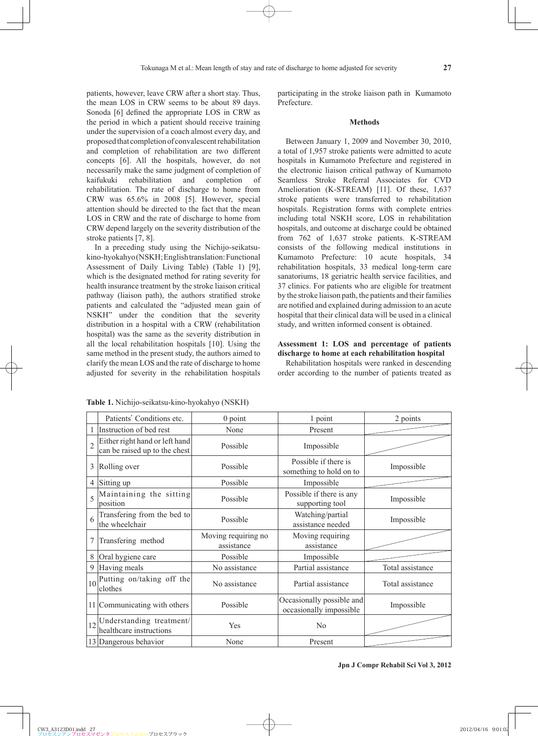patients, however, leave CRW after a short stay. Thus, the mean LOS in CRW seems to be about 89 days. Sonoda [6] defined the appropriate LOS in CRW as the period in which a patient should receive training under the supervision of a coach almost every day, and proposed that completion of convalescent rehabilitation and completion of rehabilitation are two different concepts [6]. All the hospitals, however, do not necessarily make the same judgment of completion of kaifukuki rehabilitation and completion of rehabilitation. The rate of discharge to home from CRW was 65.6% in 2008 [5]. However, special attention should be directed to the fact that the mean LOS in CRW and the rate of discharge to home from CRW depend largely on the severity distribution of the stroke patients [7, 8].

In a preceding study using the Nichijo-seikatsu-kino-hyokahyo (NSKH; English translation: Functional Assessment of Daily Living Table) (Table 1) [9], which is the designated method for rating severity for health insurance treatment by the stroke liaison critical pathway (liaison path), the authors stratified stroke patients and calculated the "adjusted mean gain of NSKH" under the condition that the severity distribution in a hospital with a CRW (rehabilitation hospital) was the same as the severity distribution in all the local rehabilitation hospitals [10]. Using the same method in the present study, the authors aimed to clarify the mean LOS and the rate of discharge to home adjusted for severity in the rehabilitation hospitals participating in the stroke liaison path in Kumamoto Prefecture.

## Methods

Between January 1, 2009 and November 30, 2010, a total of 1,957 stroke patients were admitted to acute hospitals in Kumamoto Prefecture and registered in the electronic liaison critical pathway of Kumamoto Seamless Stroke Referral Associates for CVD Amelioration (K-STREAM) [11]. Of these, 1,637 stroke patients were transferred to rehabilitation hospitals. Registration forms with complete entries including total NSKH score, LOS in rehabilitation hospitals, and outcome at discharge could be obtained from 762 of 1,637 stroke patients. K-STREAM consists of the following medical institutions in Kumamoto Prefecture: 10 acute hospitals, 34 rehabilitation hospitals, 33 medical long-term care sanatoriums, 18 geriatric health service facilities, and 37 clinics. For patients who are eligible for treatment by the stroke liaison path, the patients and their families are notified and explained during admission to an acute hospital that their clinical data will be used in a clinical study, and written informed consent is obtained.

### Assessment 1: LOS and percentage of patients discharge to home at each rehabilitation hospital

Rehabilitation hospitals were ranked in descending order according to the number of patients treated as

**Table 1.** Nichijo-seikatsu-kino-hyokahyo (NSKH)

| | Patients' Conditions etc. | 0 point | 1 point | 2 points |
|---|---|---|---|---|
| 1 | Instruction of bed rest | None | Present | |
| 2 | Either right hand or left hand can be raised up to the chest | Possible | Impossible | |
| 3 | Rolling over | Possible | Possible if there is something to hold on to | Impossible |
| 4 | Sitting up | Possible | Impossible | |
| 5 | Maintaining the sitting position | Possible | Possible if there is any supporting tool | Impossible |
| 6 | Transfering from the bed to the wheelchair | Possible | Watching/partial assistance needed | Impossible |
| 7 | Transfering method | Moving requiring no assistance | Moving requiring assistance | |
| 8 | Oral hygiene care | Possible | Impossible | |
| 9 | Having meals | No assistance | Partial assistance | Total assistance |
| 10 | Putting on/taking off the clothes | No assistance | Partial assistance | Total assistance |
| 11 | Communicating with others | Possible | Occasionally possible and occasionally impossible | Impossible |
| 12 | Understanding treatment/healthcare instructions | Yes | No | |
| 13 | Dangerous behavior | None | Present | |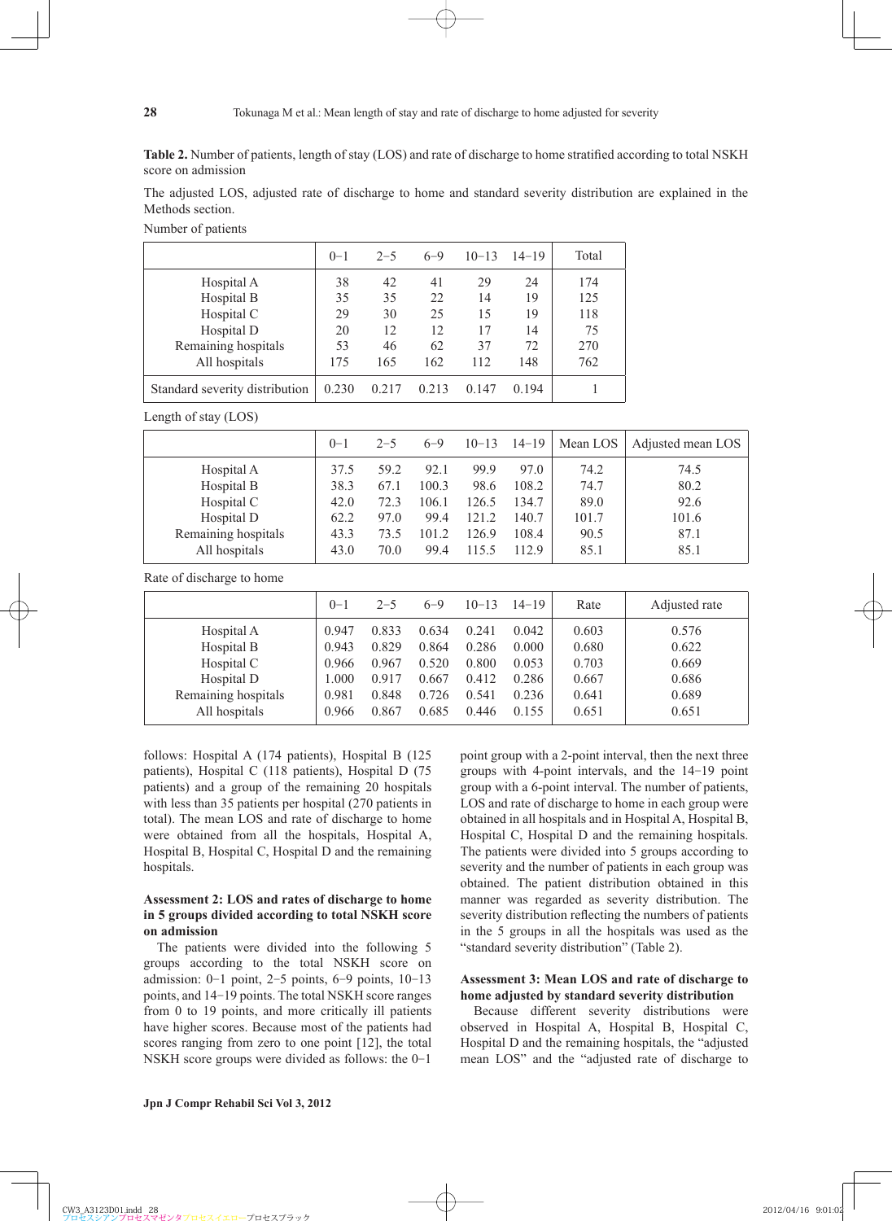**Table 2.** Number of patients, length of stay (LOS) and rate of discharge to home stratified according to total NSKH score on admission

The adjusted LOS, adjusted rate of discharge to home and standard severity distribution are explained in the Methods section.

Number of patients

| | 0−1 | 2−5 | 6−9 | 10−13 | 14−19 | Total |
|---|---|---|---|---|---|---|
| Hospital A | 38 | 42 | 41 | 29 | 24 | 174 |
| Hospital B | 35 | 35 | 22 | 14 | 19 | 125 |
| Hospital C | 29 | 30 | 25 | 15 | 19 | 118 |
| Hospital D | 20 | 12 | 12 | 17 | 14 | 75 |
| Remaining hospitals | 53 | 46 | 62 | 37 | 72 | 270 |
| All hospitals | 175 | 165 | 162 | 112 | 148 | 762 |
| Standard severity distribution | 0.230 | 0.217 | 0.213 | 0.147 | 0.194 | 1 |

Length of stay (LOS)

| | 0−1 | 2−5 | 6−9 | 10−13 | 14−19 | Mean LOS | Adjusted mean LOS |
|---|---|---|---|---|---|---|---|
| Hospital A | 37.5 | 59.2 | 92.1 | 99.9 | 97.0 | 74.2 | 74.5 |
| Hospital B | 38.3 | 67.1 | 100.3 | 98.6 | 108.2 | 74.7 | 80.2 |
| Hospital C | 42.0 | 72.3 | 106.1 | 126.5 | 134.7 | 89.0 | 92.6 |
| Hospital D | 62.2 | 97.0 | 99.4 | 121.2 | 140.7 | 101.7 | 101.6 |
| Remaining hospitals | 43.3 | 73.5 | 101.2 | 126.9 | 108.4 | 90.5 | 87.1 |
| All hospitals | 43.0 | 70.0 | 99.4 | 115.5 | 112.9 | 85.1 | 85.1 |

Rate of discharge to home

| | 0−1 | 2−5 | 6−9 | 10−13 | 14−19 | Rate | Adjusted rate |
|---|---|---|---|---|---|---|---|
| Hospital A | 0.947 | 0.833 | 0.634 | 0.241 | 0.042 | 0.603 | 0.576 |
| Hospital B | 0.943 | 0.829 | 0.864 | 0.286 | 0.000 | 0.680 | 0.622 |
| Hospital C | 0.966 | 0.967 | 0.520 | 0.800 | 0.053 | 0.703 | 0.669 |
| Hospital D | 1.000 | 0.917 | 0.667 | 0.412 | 0.286 | 0.667 | 0.686 |
| Remaining hospitals | 0.981 | 0.848 | 0.726 | 0.541 | 0.236 | 0.641 | 0.689 |
| All hospitals | 0.966 | 0.867 | 0.685 | 0.446 | 0.155 | 0.651 | 0.651 |

follows: Hospital A (174 patients), Hospital B (125 patients), Hospital C (118 patients), Hospital D (75 patients) and a group of the remaining 20 hospitals with less than 35 patients per hospital (270 patients in total). The mean LOS and rate of discharge to home were obtained from all the hospitals, Hospital A, Hospital B, Hospital C, Hospital D and the remaining hospitals.

### Assessment 2: LOS and rates of discharge to home in 5 groups divided according to total NSKH score on admission

The patients were divided into the following 5 groups according to the total NSKH score on admission: 0−1 point, 2−5 points, 6−9 points, 10−13 points, and 14−19 points. The total NSKH score ranges from 0 to 19 points, and more critically ill patients have higher scores. Because most of the patients had scores ranging from zero to one point [12], the total NSKH score groups were divided as follows: the 0−1 point group with a 2-point interval, then the next three groups with 4-point intervals, and the 14−19 point group with a 6-point interval. The number of patients, LOS and rate of discharge to home in each group were obtained in all hospitals and in Hospital A, Hospital B, Hospital C, Hospital D and the remaining hospitals. The patients were divided into 5 groups according to severity and the number of patients in each group was obtained. The patient distribution obtained in this manner was regarded as severity distribution. The severity distribution reflecting the numbers of patients in the 5 groups in all the hospitals was used as the "standard severity distribution" (Table 2).

### Assessment 3: Mean LOS and rate of discharge to home adjusted by standard severity distribution

Because different severity distributions were observed in Hospital A, Hospital B, Hospital C, Hospital D and the remaining hospitals, the "adjusted mean LOS" and the "adjusted rate of discharge to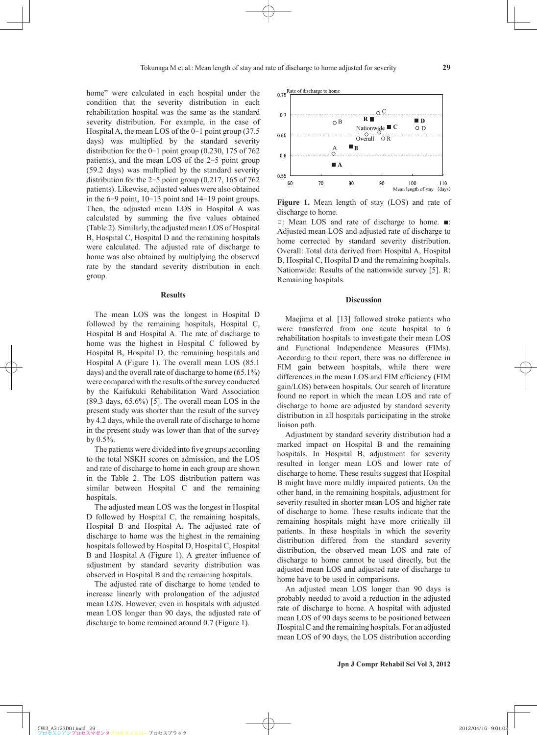home" were calculated in each hospital under the condition that the severity distribution in each rehabilitation hospital was the same as the standard severity distribution. For example, in the case of Hospital A, the mean LOS of the 0−1 point group (37.5 days) was multiplied by the standard severity distribution for the 0−1 point group (0.230, 175 of 762 patients), and the mean LOS of the 2−5 point group (59.2 days) was multiplied by the standard severity distribution for the 2−5 point group (0.217, 165 of 762 patients). Likewise, adjusted values were also obtained in the 6−9 point, 10−13 point and 14−19 point groups. Then, the adjusted mean LOS in Hospital A was calculated by summing the five values obtained (Table 2). Similarly, the adjusted mean LOS of Hospital B, Hospital C, Hospital D and the remaining hospitals were calculated. The adjusted rate of discharge to home was also obtained by multiplying the observed rate by the standard severity distribution in each group.

## Results

The mean LOS was the longest in Hospital D followed by the remaining hospitals, Hospital C, Hospital B and Hospital A. The rate of discharge to home was the highest in Hospital C followed by Hospital B, Hospital D, the remaining hospitals and Hospital A (Figure 1). The overall mean LOS (85.1 days) and the overall rate of discharge to home (65.1%) were compared with the results of the survey conducted by the Kaifukuki Rehabilitation Ward Association (89.3 days, 65.6%) [5]. The overall mean LOS in the present study was shorter than the result of the survey by 4.2 days, while the overall rate of discharge to home in the present study was lower than that of the survey by 0.5%.

The patients were divided into five groups according to the total NSKH scores on admission, and the LOS and rate of discharge to home in each group are shown in the Table 2. The LOS distribution pattern was similar between Hospital C and the remaining hospitals.

The adjusted mean LOS was the longest in Hospital D followed by Hospital C, the remaining hospitals, Hospital B and Hospital A. The adjusted rate of discharge to home was the highest in the remaining hospitals followed by Hospital D, Hospital C, Hospital B and Hospital A (Figure 1). A greater influence of adjustment by standard severity distribution was observed in Hospital B and the remaining hospitals.

The adjusted rate of discharge to home tended to increase linearly with prolongation of the adjusted mean LOS. However, even in hospitals with adjusted mean LOS longer than 90 days, the adjusted rate of discharge to home remained around 0.7 (Figure 1).

**Figure 1.** Mean length of stay (LOS) and rate of discharge to home.

○: Mean LOS and rate of discharge to home. ■: Adjusted mean LOS and adjusted rate of discharge to home corrected by standard severity distribution. Overall: Total data derived from Hospital A, Hospital B, Hospital C, Hospital D and the remaining hospitals. Nationwide: Results of the nationwide survey [5]. R: Remaining hospitals.

## Discussion

Maejima et al. [13] followed stroke patients who were transferred from one acute hospital to 6 rehabilitation hospitals to investigate their mean LOS and Functional Independence Measures (FIMs). According to their report, there was no difference in FIM gain between hospitals, while there were differences in the mean LOS and FIM efficiency (FIM gain/LOS) between hospitals. Our search of literature found no report in which the mean LOS and rate of discharge to home are adjusted by standard severity distribution in all hospitals participating in the stroke liaison path.

Adjustment by standard severity distribution had a marked impact on Hospital B and the remaining hospitals. In Hospital B, adjustment for severity resulted in longer mean LOS and lower rate of discharge to home. These results suggest that Hospital B might have more mildly impaired patients. On the other hand, in the remaining hospitals, adjustment for severity resulted in shorter mean LOS and higher rate of discharge to home. These results indicate that the remaining hospitals might have more critically ill patients. In these hospitals in which the severity distribution differed from the standard severity distribution, the observed mean LOS and rate of discharge to home cannot be used directly, but the adjusted mean LOS and adjusted rate of discharge to home have to be used in comparisons.

An adjusted mean LOS longer than 90 days is probably needed to avoid a reduction in the adjusted rate of discharge to home. A hospital with adjusted mean LOS of 90 days seems to be positioned between Hospital C and the remaining hospitals. For an adjusted mean LOS of 90 days, the LOS distribution according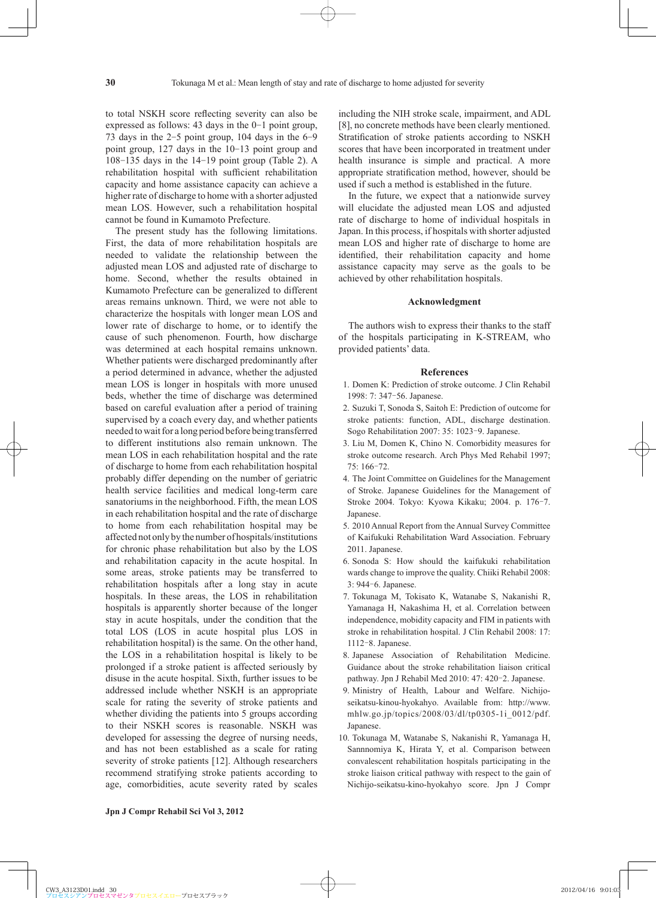to total NSKH score reflecting severity can also be expressed as follows: 43 days in the 0−1 point group, 73 days in the 2−5 point group, 104 days in the 6−9 point group, 127 days in the 10−13 point group and 108−135 days in the 14−19 point group (Table 2). A rehabilitation hospital with sufficient rehabilitation capacity and home assistance capacity can achieve a higher rate of discharge to home with a shorter adjusted mean LOS. However, such a rehabilitation hospital cannot be found in Kumamoto Prefecture.

The present study has the following limitations. First, the data of more rehabilitation hospitals are needed to validate the relationship between the adjusted mean LOS and adjusted rate of discharge to home. Second, whether the results obtained in Kumamoto Prefecture can be generalized to different areas remains unknown. Third, we were not able to characterize the hospitals with longer mean LOS and lower rate of discharge to home, or to identify the cause of such phenomenon. Fourth, how discharge was determined at each hospital remains unknown. Whether patients were discharged predominantly after a period determined in advance, whether the adjusted mean LOS is longer in hospitals with more unused beds, whether the time of discharge was determined based on careful evaluation after a period of training supervised by a coach every day, and whether patients needed to wait for a long period before being transferred to different institutions also remain unknown. The mean LOS in each rehabilitation hospital and the rate of discharge to home from each rehabilitation hospital probably differ depending on the number of geriatric health service facilities and medical long-term care sanatoriums in the neighborhood. Fifth, the mean LOS in each rehabilitation hospital and the rate of discharge to home from each rehabilitation hospital may be affected not only by the number of hospitals/institutions for chronic phase rehabilitation but also by the LOS and rehabilitation capacity in the acute hospital. In some areas, stroke patients may be transferred to rehabilitation hospitals after a long stay in acute hospitals. In these areas, the LOS in rehabilitation hospitals is apparently shorter because of the longer stay in acute hospitals, under the condition that the total LOS (LOS in acute hospital plus LOS in rehabilitation hospital) is the same. On the other hand, the LOS in a rehabilitation hospital is likely to be prolonged if a stroke patient is affected seriously by disuse in the acute hospital. Sixth, further issues to be addressed include whether NSKH is an appropriate scale for rating the severity of stroke patients and whether dividing the patients into 5 groups according to their NSKH scores is reasonable. NSKH was developed for assessing the degree of nursing needs, and has not been established as a scale for rating severity of stroke patients [12]. Although researchers recommend stratifying stroke patients according to age, comorbidities, acute severity rated by scales including the NIH stroke scale, impairment, and ADL [8], no concrete methods have been clearly mentioned. Stratification of stroke patients according to NSKH scores that have been incorporated in treatment under health insurance is simple and practical. A more appropriate stratification method, however, should be used if such a method is established in the future.

In the future, we expect that a nationwide survey will elucidate the adjusted mean LOS and adjusted rate of discharge to home of individual hospitals in Japan. In this process, if hospitals with shorter adjusted mean LOS and higher rate of discharge to home are identified, their rehabilitation capacity and home assistance capacity may serve as the goals to be achieved by other rehabilitation hospitals.

## Acknowledgment

The authors wish to express their thanks to the staff of the hospitals participating in K-STREAM, who provided patients' data.

## References

1. Domen K: Prediction of stroke outcome. J Clin Rehabil 1998: 7: 347−56. Japanese.
2. Suzuki T, Sonoda S, Saitoh E: Prediction of outcome for stroke patients: function, ADL, discharge destination. Sogo Rehabilitation 2007: 35: 1023−9. Japanese.
3. Liu M, Domen K, Chino N. Comorbidity measures for stroke outcome research. Arch Phys Med Rehabil 1997; 75: 166−72.
4. The Joint Committee on Guidelines for the Management of Stroke. Japanese Guidelines for the Management of Stroke 2004. Tokyo: Kyowa Kikaku; 2004. p. 176−7. Japanese.
5. 2010 Annual Report from the Annual Survey Committee of Kaifukuki Rehabilitation Ward Association. February 2011. Japanese.
6. Sonoda S: How should the kaifukuki rehabilitation wards change to improve the quality. Chiiki Rehabil 2008: 3: 944−6. Japanese.
7. Tokunaga M, Tokisato K, Watanabe S, Nakanishi R, Yamanaga H, Nakashima H, et al. Correlation between independence, mobidity capacity and FIM in patients with stroke in rehabilitation hospital. J Clin Rehabil 2008: 17: 1112−8. Japanese.
8. Japanese Association of Rehabilitation Medicine. Guidance about the stroke rehabilitation liaison critical pathway. Jpn J Rehabil Med 2010: 47: 420−2. Japanese.
9. Ministry of Health, Labour and Welfare. Nichijo-seikatsu-kinou-hyokahyo. Available from: http://www.mhlw.go.jp/topics/2008/03/dl/tp0305-1i_0012/pdf. Japanese.
10. Tokunaga M, Watanabe S, Nakanishi R, Yamanaga H, Sannnomiya K, Hirata Y, et al. Comparison between convalescent rehabilitation hospitals participating in the stroke liaison critical pathway with respect to the gain of Nichijo-seikatsu-kino-hyokahyo score. Jpn J Compr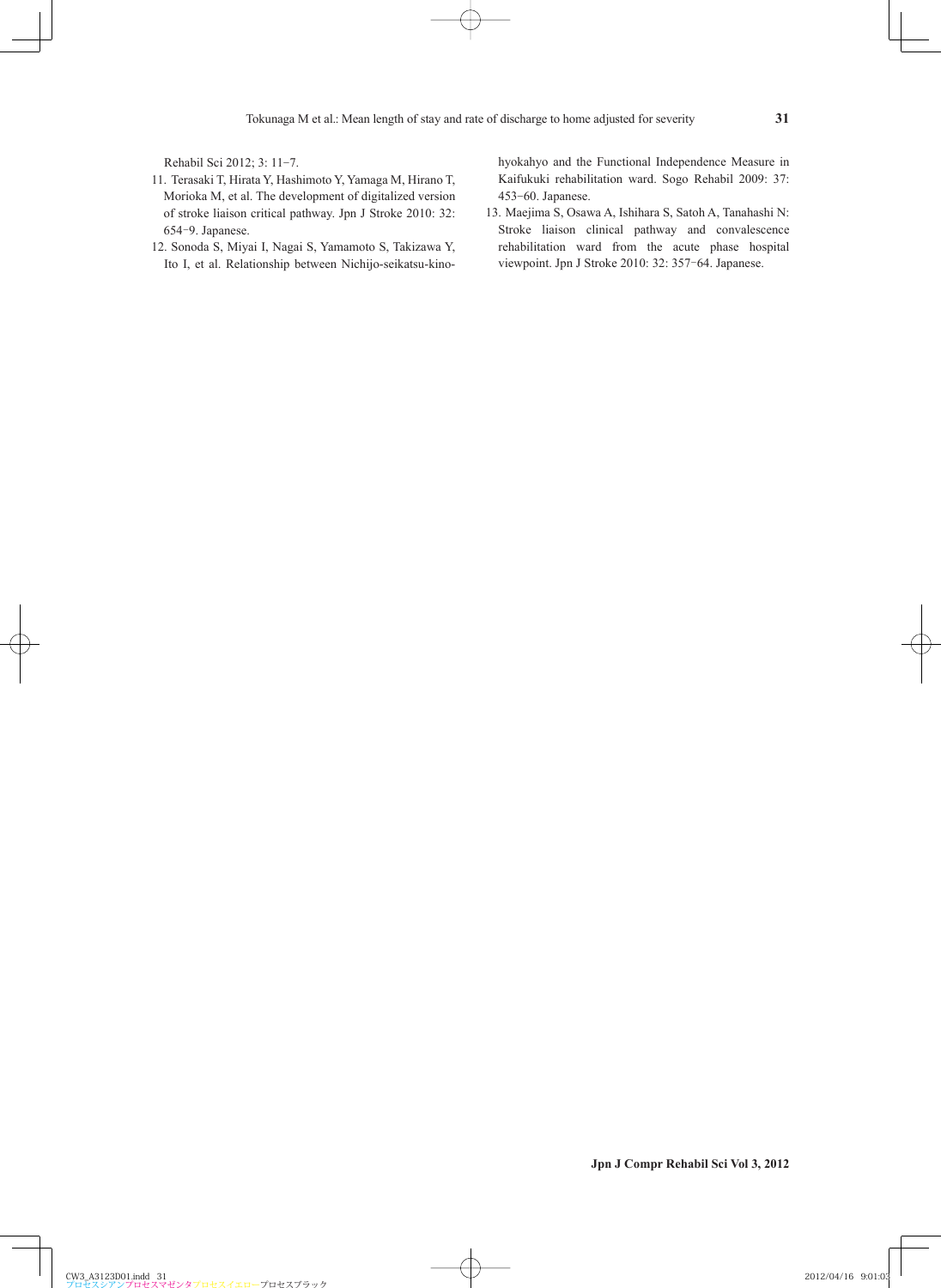Rehabil Sci 2012; 3: 11-7.

11. Terasaki T, Hirata Y, Hashimoto Y, Yamaga M, Hirano T, Morioka M, et al. The development of digitalized version of stroke liaison critical pathway. Jpn J Stroke 2010: 32: 654-9. Japanese.
12. Sonoda S, Miyai I, Nagai S, Yamamoto S, Takizawa Y, Ito I, et al. Relationship between Nichijo-seikatsu-kino-hyokahyo and the Functional Independence Measure in Kaifukuki rehabilitation ward. Sogo Rehabil 2009: 37: 453-60. Japanese.
13. Maejima S, Osawa A, Ishihara S, Satoh A, Tanahashi N: Stroke liaison clinical pathway and convalescence rehabilitation ward from the acute phase hospital viewpoint. Jpn J Stroke 2010: 32: 357-64. Japanese.